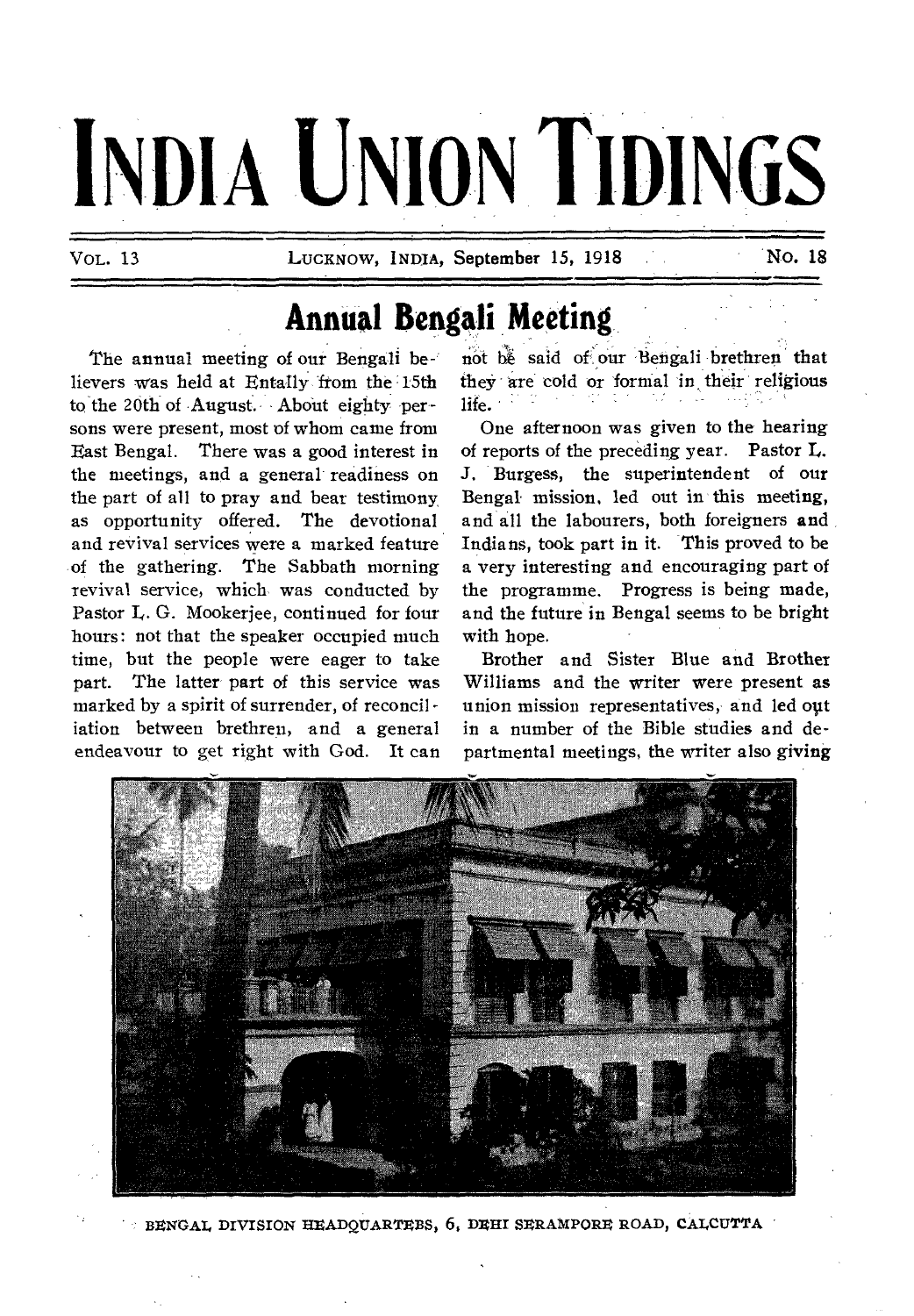# INDIA UNION TIDINGS

VOL. 13 LUCKNOW, INDIA, September 15, 1918 No. 18

## Annual Bengali Meeting

The annual meeting of our Bengali believers was held at Entally from the 15th to the 20th of August. About eighty persons were present, most of whom came from East Bengal. There was a good interest in the meetings, and a general readiness on the part of all to pray and bear testimony as opportunity offered. The devotional and revival services were a marked feature of the gathering. The Sabbath morning revival service, which was conducted by Pastor L. G. Mookerjee, continued for four hours: not that the speaker occupied much time, but the people were eager to take part. The latter part of this service was marked by a spirit of surrender, of reconciliation between brethren, and a general endeavour to get right with God. It can not be said of our Bengali brethren that they are cold or formal in their religious life.

One afternoon was given to the hearing of reports of the preceding year. Pastor L. J. Burgess, the superintendent of our Bengal mission, led out in this meeting, and all the labourers, both foreigners and Indians, took part in it. This proved to be a very interesting and encouraging part of the programme. Progress is being made, and the future in Bengal seems to be bright with hope.

Brother and Sister Blue and Brother Williams and the writer were present as union mission representatives, and led out in a number of the Bible studies and departmental meetings, the writer also giving

BENGAL DIVISION HEADQUARTERS, 6, DEHI SERAMPORE ROAD, CALCUTTA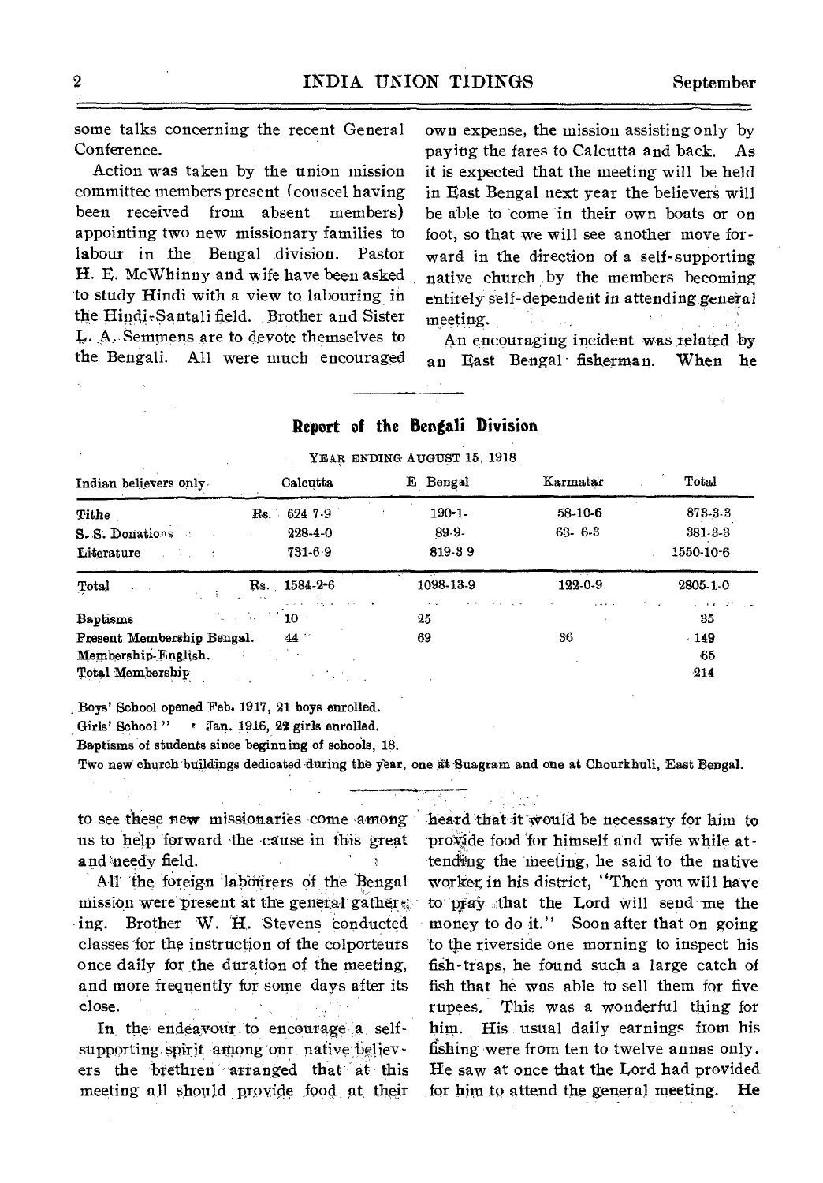some talks concerning the recent General Conference.

Action was taken by the union mission committee members present (couscel having been received from absent members) appointing two new missionary families to labour in the Bengal division. Pastor H. E. McWhinny and wife have been asked to study Hindi with a view to labouring in the Hindi-Santali field. Brother and Sister L. A. Semmens are to devote themselves to the Bengali. All were much encouraged to see these new missionaries come among us to help forward the cause in this great and needy field.

All the foreign labourers of the Bengal mission were present at the general gathering. Brother W. H. Stevens conducted classes for the instruction of the colporteurs once daily for the duration of the meeting, and more frequently for some days after its close.

In the endeavour to encourage a self-supporting spirit among our native believers the brethren arranged that at this meeting all should provide food at their own expense, the mission assisting only by paying the fares to Calcutta and back. As it is expected that the meeting will be held in East Bengal next year the believers will be able to come in their own boats or on foot, so that we will see another move forward in the direction of a self-supporting native church by the members becoming entirely self-dependent in attending general meeting.

An encouraging incident was related by an East Bengal fisherman. When he heard that it would be necessary for him to provide food for himself and wife while attending the meeting, he said to the native worker in his district, "Then you will have to pray that the Lord will send me the money to do it." Soon after that on going to the riverside one morning to inspect his fish-traps, he found such a large catch of fish that he was able to sell them for five rupees. This was a wonderful thing for him. His usual daily earnings from his fishing were from ten to twelve annas only. He saw at once that the Lord had provided for him to attend the general meeting. He

## Report of the Bengali Division

YEAR ENDING AUGUST 15, 1918.

| Indian believers only | Calcutta | E. Bengal | Karmatar | Total |
|---|---|---|---|---|
| Tithe | Rs. 624-7-9 | 190-1- | 58-10-6 | 873-3-3 |
| S. S. Donations | 228-4-0 | 89-9- | 63- 6-3 | 381-3-3 |
| Literature | 731-6-9 | 819-3-9 | | 1550-10-6 |
| Total | Rs. 1584-2-6 | 1098-13-9 | 122-0-9 | 2805-1-0 |
| Baptisms | 10 | 25 | | 35 |
| Present Membership Bengal. | 44 | 69 | 36 | 149 |
| Membership-English. | | | | 65 |
| Total Membership | | | | 214 |

Boys' School opened Feb. 1917, 21 boys enrolled.
Girls' School " " Jan. 1916, 22 girls enrolled.
Baptisms of students since beginning of schools, 18.
Two new church buildings dedicated during the year, one at Suagram and one at Chourkhuli, East Bengal.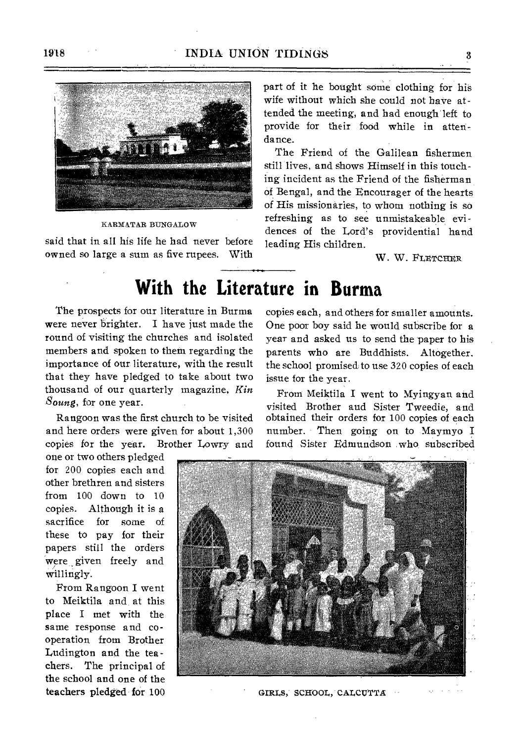KARMATAR BUNGALOW

said that in all his life he had never before owned so large a sum as five rupees. With part of it he bought some clothing for his wife without which she could not have attended the meeting, and had enough left to provide for their food while in attendance.

The Friend of the Galilean fishermen still lives, and shows Himself in this touching incident as the Friend of the fisherman of Bengal, and the Encourager of the hearts of His missionaries, to whom nothing is so refreshing as to see unmistakeable evidences of the Lord's providential hand leading His children.

W. W. FLETCHER

# With the Literature in Burma

The prospects for our literature in Burma were never brighter. I have just made the round of visiting the churches and isolated members and spoken to them regarding the importance of our literature, with the result that they have pledged to take about two thousand of our quarterly magazine, *Kin Soung*, for one year.

Rangoon was the first church to be visited and here orders were given for about 1,300 copies for the year. Brother Lowry and one or two others pledged for 200 copies each and other brethren and sisters from 100 down to 10 copies. Although it is a sacrifice for some of these to pay for their papers still the orders were given freely and willingly.

From Rangoon I went to Meiktila and at this place I met with the same response and cooperation from Brother Ludington and the teachers. The principal of the school and one of the teachers pledged for 100 copies each, and others for smaller amounts. One poor boy said he would subscribe for a year and asked us to send the paper to his parents who are Buddhists. Altogether, the school promised to use 320 copies of each issue for the year.

From Meiktila I went to Myingyan and visited Brother and Sister Tweedie, and obtained their orders for 100 copies of each number. Then going on to Maymyo I found Sister Edmundson who subscribed

GIRLS' SCHOOL, CALCUTTA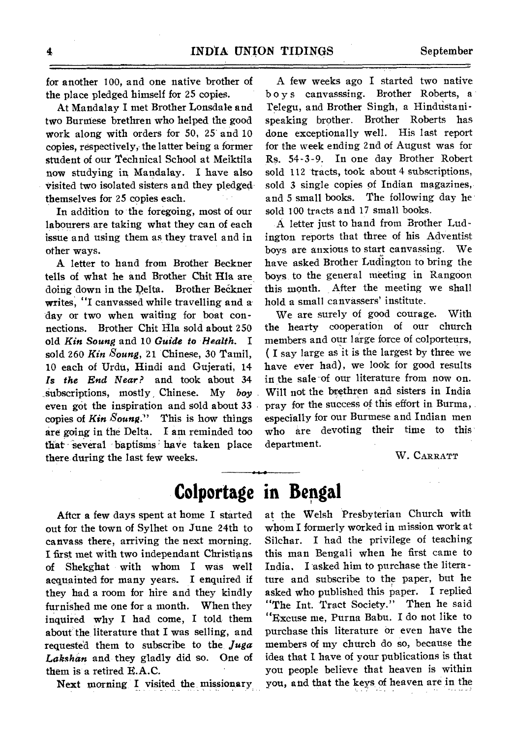for another 100, and one native brother of the place pledged himself for 25 copies.

At Mandalay I met Brother Lonsdale and two Burmese brethren who helped the good work along with orders for 50, 25 and 10 copies, respectively, the latter being a former student of our Technical School at Meiktila now studying in Mandalay. I have also visited two isolated sisters and they pledged themselves for 25 copies each.

In addition to the foregoing, most of our labourers are taking what they can of each issue and using them as they travel and in other ways.

A letter to hand from Brother Beckner tells of what he and Brother Chit Hla are doing down in the Delta. Brother Beckner writes, "I canvassed while travelling and a day or two when waiting for boat connections. Brother Chit Hla sold about 250 old *Kin Soung* and 10 *Guide to Health*. I sold 260 *Kin Soung*, 21 Chinese, 30 Tamil, 10 each of Urdu, Hindi and Gujerati, 14 *Is the End Near?* and took about 34 subscriptions, mostly Chinese. My *boy* even got the inspiration and sold about 33 copies of *Kin Soung*." This is how things are going in the Delta. I am reminded too that several baptisms have taken place there during the last few weeks.

A few weeks ago I started two native boys canvasssing. Brother Roberts, a Telegu, and Brother Singh, a Hindustani-speaking brother. Brother Roberts has done exceptionally well. His last report for the week ending 2nd of August was for Rs. 54-3-9. In one day Brother Robert sold 112 tracts, took about 4 subscriptions, sold 3 single copies of Indian magazines, and 5 small books. The following day he sold 100 tracts and 17 small books.

A letter just to hand from Brother Ludington reports that three of his Adventist boys are anxious to start canvassing. We have asked Brother Ludington to bring the boys to the general meeting in Rangoon this month. After the meeting we shall hold a small canvassers' institute.

We are surely of good courage. With the hearty cooperation of our church members and our large force of colporteurs, (I say large as it is the largest by three we have ever had), we look for good results in the sale of our literature from now on. Will not the brethren and sisters in India pray for the success of this effort in Burma, especially for our Burmese and Indian men who are devoting their time to this department.

W. CARRATT

# Colportage in Bengal

After a few days spent at home I started out for the town of Sylhet on June 24th to canvass there, arriving the next morning. I first met with two independant Christians of Shekghat with whom I was well acquainted for many years. I enquired if they had a room for hire and they kindly furnished me one for a month. When they inquired why I had come, I told them about the literature that I was selling, and requested them to subscribe to the *Juga Lakshan* and they gladly did so. One of them is a retired E.A.C.

Next morning I visited the missionary at the Welsh Presbyterian Church with whom I formerly worked in mission work at Silchar. I had the privilege of teaching this man Bengali when he first came to India. I asked him to purchase the literature and subscribe to the paper, but he asked who published this paper. I replied "The Int. Tract Society." Then he said "Excuse me, Purna Babu. I do not like to purchase this literature or even have the members of my church do so, because the idea that I have of your publications is that you people believe that heaven is within you, and that the keys of heaven are in the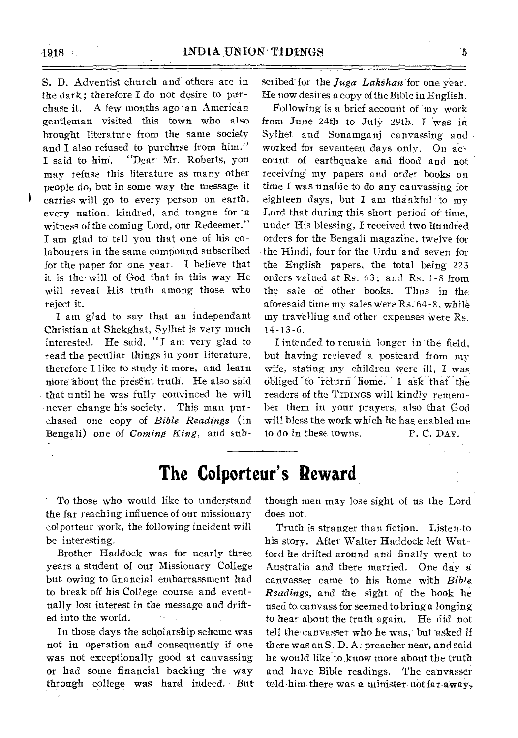S. D. Adventist church and others are in the dark; therefore I do not desire to purchase it. A few months ago an American gentleman visited this town who also brought literature from the same society and I also refused to purchrse from him." I said to him. "Dear Mr. Roberts, you may refuse this literature as many other people do, but in some way the message it carries will go to every person on earth, every nation, kindred, and tongue for a witness of the coming Lord, our Redeemer." I am glad to tell you that one of his colabourers in the same compound subscribed for the paper for one year. I believe that it is the will of God that in this way He will reveal His truth among those who reject it.

I am glad to say that an independant Christian at Shekghat, Sylhet is very much interested. He said, "I am very glad to read the peculiar things in your literature, therefore I like to study it more, and learn more about the present truth. He also said that until he was fully convinced he will never change his society. This man purchased one copy of *Bible Readings* (in Bengali) one of *Coming King*, and subscribed for the *Juga Lakshan* for one year. He now desires a copy of the Bible in English.

Following is a brief account of my work from June 24th to July 29th. I was in Sylhet and Sonamganj canvassing and worked for seventeen days only. On account of earthquake and flood and not receiving my papers and order books on time I was unable to do any canvassing for eighteen days, but I am thankful to my Lord that during this short period of time, under His blessing, I received two hundred orders for the Bengali magazine, twelve for the Hindi, four for the Urdu and seven for the English papers, the total being 223 orders valued at Rs. 63; and Rs. 1-8 from the sale of other books. Thus in the aforesaid time my sales were Rs. 64-8, while my travelling and other expenses were Rs. 14-13-6.

I intended to remain longer in the field, but having recieved a postcard from my wife, stating my children were ill, I was obliged to return home. I ask that the readers of the TIDINGS will kindly remember them in your prayers, also that God will bless the work which he has enabled me to do in these towns.

P. C. DAY.

# The Colporteur's Reward

To those who would like to understand the far reaching influence of our missionary colporteur work, the following incident will be interesting.

Brother Haddock was for nearly three years a student of our Missionary College but owing to financial embarrassment had to break off his College course and eventually lost interest in the message and drifted into the world.

In those days the scholarship scheme was not in operation and consequently if one was not exceptionally good at canvassing or had some financial backing the way through college was hard indeed. But though men may lose sight of us the Lord does not.

Truth is stranger than fiction. Listen to his story. After Walter Haddock left Watford he drifted around and finally went to Australia and there married. One day a canvasser came to his home with *Bible Readings*, and the sight of the book he used to canvass for seemed to bring a longing to hear about the truth again. He did not tell the canvasser who he was, but asked if there was an S. D. A. preacher near, and said he would like to know more about the truth and have Bible readings. The canvasser told him there was a minister not far away,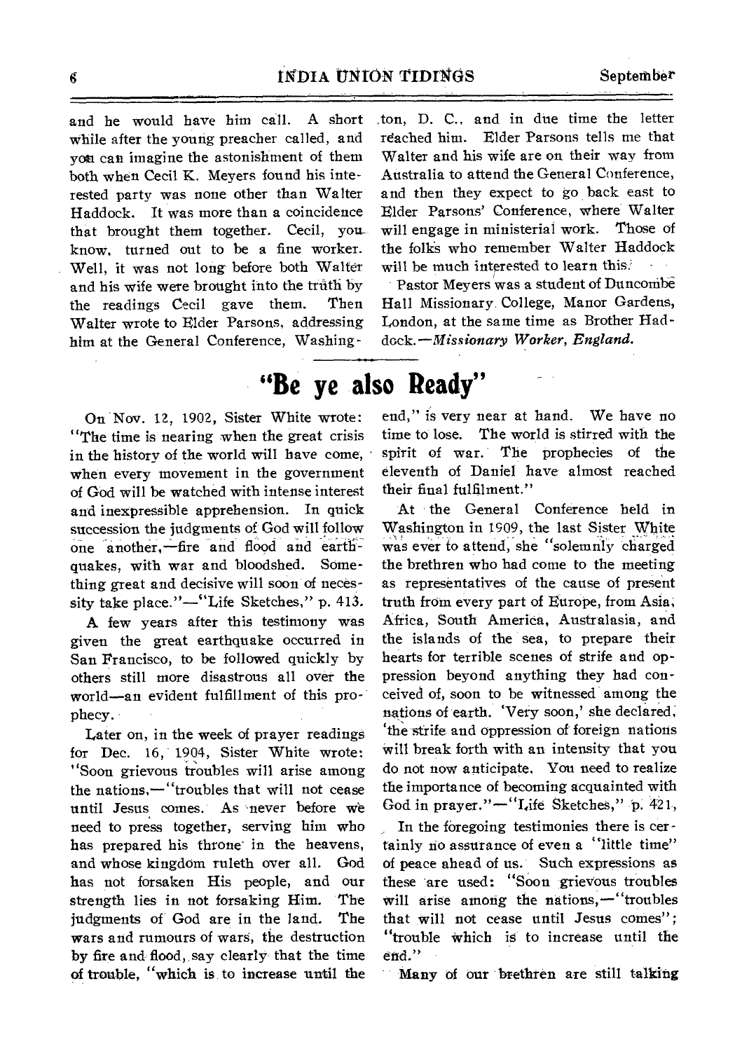and he would have him call. A short while after the young preacher called, and you can imagine the astonishment of them both when Cecil K. Meyers found his interested party was none other than Walter Haddock. It was more than a coincidence that brought them together. Cecil, you know, turned out to be a fine worker. Well, it was not long before both Walter and his wife were brought into the truth by the readings Cecil gave them. Then Walter wrote to Elder Parsons, addressing him at the General Conference, Washington, D. C., and in due time the letter reached him. Elder Parsons tells me that Walter and his wife are on their way from Australia to attend the General Conference, and then they expect to go back east to Elder Parsons' Conference, where Walter will engage in ministerial work. Those of the folks who remember Walter Haddock will be much interested to learn this.

Pastor Meyers was a student of Duncombe Hall Missionary College, Manor Gardens, London, at the same time as Brother Haddock.—*Missionary Worker, England.*

# "Be ye also Ready"

On Nov. 12, 1902, Sister White wrote: "The time is nearing when the great crisis in the history of the world will have come, when every movement in the government of God will be watched with intense interest and inexpressible apprehension. In quick succession the judgments of God will follow one another,—fire and flood and earthquakes, with war and bloodshed. Something great and decisive will soon of necessity take place."—"Life Sketches," p. 413.

A few years after this testimony was given the great earthquake occurred in San Francisco, to be followed quickly by others still more disastrous all over the world—an evident fulfillment of this prophecy.

Later on, in the week of prayer readings for Dec. 16, 1904, Sister White wrote: "Soon grievous troubles will arise among the nations,—"troubles that will not cease until Jesus comes. As never before we need to press together, serving him who has prepared his throne in the heavens, and whose kingdom ruleth over all. God has not forsaken His people, and our strength lies in not forsaking Him. The judgments of God are in the land. The wars and rumours of wars, the destruction by fire and flood, say clearly that the time of trouble, "which is to increase until the end," is very near at hand. We have no time to lose. The world is stirred with the spirit of war. The prophecies of the eleventh of Daniel have almost reached their final fulfilment."

At the General Conference held in Washington in 1909, the last Sister White was ever to attend, she "solemnly charged the brethren who had come to the meeting as representatives of the cause of present truth from every part of Europe, from Asia, Africa, South America, Australasia, and the islands of the sea, to prepare their hearts for terrible scenes of strife and oppression beyond anything they had conceived of, soon to be witnessed among the nations of earth. 'Very soon,' she declared, 'the strife and oppression of foreign nations will break forth with an intensity that you do not now anticipate. You need to realize the importance of becoming acquainted with God in prayer."—"Life Sketches," p. 421,

In the foregoing testimonies there is certainly no assurance of even a "little time" of peace ahead of us. Such expressions as these are used: "Soon grievous troubles will arise among the nations,—"troubles that will not cease until Jesus comes"; "trouble which is to increase until the end."

Many of our brethren are still talking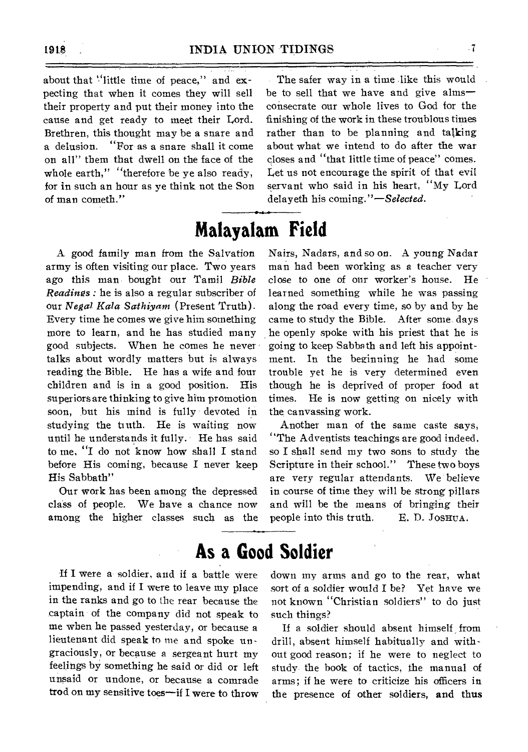about that "little time of peace," and expecting that when it comes they will sell their property and put their money into the cause and get ready to meet their Lord. Brethren, this thought may be a snare and a delusion. "For as a snare shall it come on all" them that dwell on the face of the whole earth," "therefore be ye also ready, for in such an hour as ye think not the Son of man cometh."

The safer way in a time like this would be to sell that we have and give alms—consecrate our whole lives to God for the finishing of the work in these troublous times rather than to be planning and talking about what we intend to do after the war closes and "that little time of peace" comes. Let us not encourage the spirit of that evil servant who said in his heart, "My Lord delayeth his coming."—*Selected.*

# Malayalam Field

A good family man from the Salvation army is often visiting our place. Two years ago this man bought our Tamil *Bible Readings:* he is also a regular subscriber of our *Negal Kala Sathiyam* (Present Truth). Every time he comes we give him something more to learn, and he has studied many good subjects. When he comes he never talks about wordly matters but is always reading the Bible. He has a wife and four children and is in a good position. His superiors are thinking to give him promotion soon, but his mind is fully devoted in studying the truth. He is waiting now until he understands it fully. He has said to me, "I do not know how shall I stand before His coming, because I never keep His Sabbath"

Our work has been among the depressed class of people. We have a chance now among the higher classes such as the Nairs, Nadars, and so on. A young Nadar man had been working as a teacher very close to one of our worker's house. He learned something while he was passing along the road every time, so by and by he came to study the Bible. After some days he openly spoke with his priest that he is going to keep Sabbath and left his appointment. In the beginning he had some trouble yet he is very determined even though he is deprived of proper food at times. He is now getting on nicely with the canvassing work.

Another man of the same caste says, "The Adventists teachings are good indeed, so I shall send my two sons to study the Scripture in their school." These two boys are very regular attendants. We believe in course of time they will be strong pillars and will be the means of bringing their people into this truth. E. D. JOSHUA.

# As a Good Soldier

If I were a soldier, and if a battle were impending, and if I were to leave my place in the ranks and go to the rear because the captain of the company did not speak to me when he passed yesterday, or because a lieutenant did speak to me and spoke ungraciously, or because a sergeant hurt my feelings by something he said or did or left unsaid or undone, or because a comrade trod on my sensitive toes—if I were to throw down my arms and go to the rear, what sort of a soldier would I be? Yet have we not known "Christian soldiers" to do just such things?

If a soldier should absent himself from drill, absent himself habitually and without good reason; if he were to neglect to study the book of tactics, the manual of arms; if he were to criticize his officers in the presence of other soldiers, and thus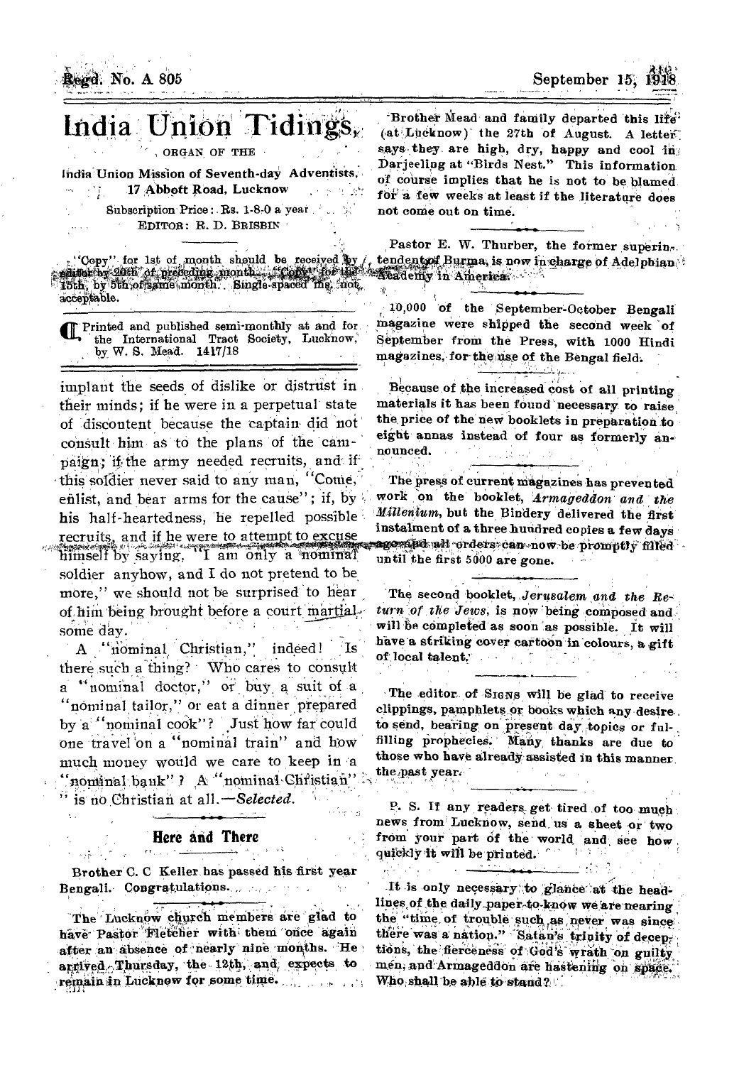Regd. No. A 805

September 15, 1918

# India Union Tidings

ORGAN OF THE

India Union Mission of Seventh-day Adventists,
17 Abbott Road, Lucknow

Subscription Price: Rs. 1-8-0 a year
EDITOR: R. D. BRISBIN

"Copy" for 1st of month should be received by editor by 20th of preceding month. "Copy" for the 15th, by 5th of same month. Single-spaced ms. not acceptable.

Printed and published semi-monthly at and for the International Tract Society, Lucknow, by W. S. Mead. 1417/18

implant the seeds of dislike or distrust in their minds; if he were in a perpetual state of discontent because the captain did not consult him as to the plans of the campaign; if the army needed recruits, and if this soldier never said to any man, "Come, enlist, and bear arms for the cause"; if, by his half-heartedness, he repelled possible recruits, and if he were to attempt to excuse himself by saying, "I am only a nominal soldier anyhow, and I do not pretend to be more," we should not be surprised to hear of him being brought before a court martial some day.

A "nominal Christian," indeed! Is there such a thing? Who cares to consult a "nominal doctor," or buy a suit of a "nominal tailor," or eat a dinner prepared by a "nominal cook"? Just how far could one travel on a "nominal train" and how much money would we care to keep in a "nominal bank"? A "nominal Christian" is no Christian at all.—*Selected.*

## Here and There

Brother C. C Keller has passed his first year Bengali. Congratulations.

The Lucknow church members are glad to have Pastor Fletcher with them once again after an absence of nearly nine months. He arrived Thursday, the 12th, and expects to remain in Lucknow for some time.

Brother Mead and family departed this life (at Lucknow) the 27th of August. A letter says they are high, dry, happy and cool in Darjeeling at "Birds Nest." This information of course implies that he is not to be blamed for a few weeks at least if the literature does not come out on time.

Pastor E. W. Thurber, the former superintendent of Burma, is now in charge of Adelphian Academy in America.

10,000 of the September-October Bengali magazine were shipped the second week of September from the Press, with 1000 Hindi magazines, for the use of the Bengal field.

Because of the increased cost of all printing materials it has been found necessary to raise the price of the new booklets in preparation to eight annas instead of four as formerly announced.

The press of current magazines has prevented work on the booklet, *Armageddon and the Millenium*, but the Bindery delivered the first instalment of a three hundred copies a few days ago and all orders can now be promptly filled until the first 5000 are gone.

The second booklet, *Jerusalem and the Return of the Jews*, is now being composed and will be completed as soon as possible. It will have a striking cover cartoon in colours, a gift of local talent.

The editor of SIGNS will be glad to receive clippings, pamphlets or books which any desire to send, bearing on present day topics or fulfilling prophecies. Many thanks are due to those who have already assisted in this manner the past year.

P. S. If any readers get tired of too much news from Lucknow, send us a sheet or two from your part of the world and see how quickly it will be printed.

It is only necessary to glance at the headlines of the daily paper to know we are nearing the "time of trouble such as never was since there was a nation." Satan's trinity of deceptions, the fierceness of God's wrath on guilty men, and Armageddon are hastening on space. Who shall be able to stand?